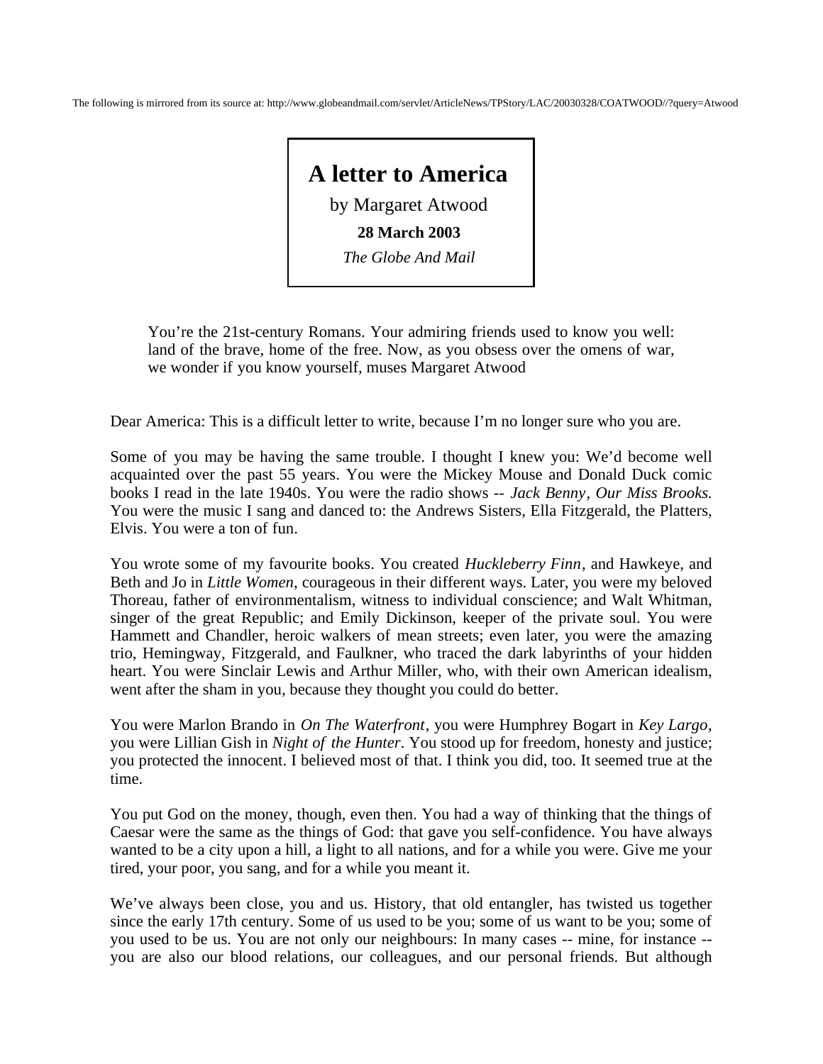The following is mirrored from its source at: http://www.globeandmail.com/servlet/ArticleNews/TPStory/LAC/20030328/COATWOOD//?query=Atwood

# A letter to America

by Margaret Atwood

**28 March 2003**

*The Globe And Mail*

> You're the 21st-century Romans. Your admiring friends used to know you well: land of the brave, home of the free. Now, as you obsess over the omens of war, we wonder if you know yourself, muses Margaret Atwood

Dear America: This is a difficult letter to write, because I'm no longer sure who you are.

Some of you may be having the same trouble. I thought I knew you: We'd become well acquainted over the past 55 years. You were the Mickey Mouse and Donald Duck comic books I read in the late 1940s. You were the radio shows -- *Jack Benny*, *Our Miss Brooks.* You were the music I sang and danced to: the Andrews Sisters, Ella Fitzgerald, the Platters, Elvis. You were a ton of fun.

You wrote some of my favourite books. You created *Huckleberry Finn*, and Hawkeye, and Beth and Jo in *Little Women*, courageous in their different ways. Later, you were my beloved Thoreau, father of environmentalism, witness to individual conscience; and Walt Whitman, singer of the great Republic; and Emily Dickinson, keeper of the private soul. You were Hammett and Chandler, heroic walkers of mean streets; even later, you were the amazing trio, Hemingway, Fitzgerald, and Faulkner, who traced the dark labyrinths of your hidden heart. You were Sinclair Lewis and Arthur Miller, who, with their own American idealism, went after the sham in you, because they thought you could do better.

You were Marlon Brando in *On The Waterfront*, you were Humphrey Bogart in *Key Largo*, you were Lillian Gish in *Night of the Hunter*. You stood up for freedom, honesty and justice; you protected the innocent. I believed most of that. I think you did, too. It seemed true at the time.

You put God on the money, though, even then. You had a way of thinking that the things of Caesar were the same as the things of God: that gave you self-confidence. You have always wanted to be a city upon a hill, a light to all nations, and for a while you were. Give me your tired, your poor, you sang, and for a while you meant it.

We've always been close, you and us. History, that old entangler, has twisted us together since the early 17th century. Some of us used to be you; some of us want to be you; some of you used to be us. You are not only our neighbours: In many cases -- mine, for instance -- you are also our blood relations, our colleagues, and our personal friends. But although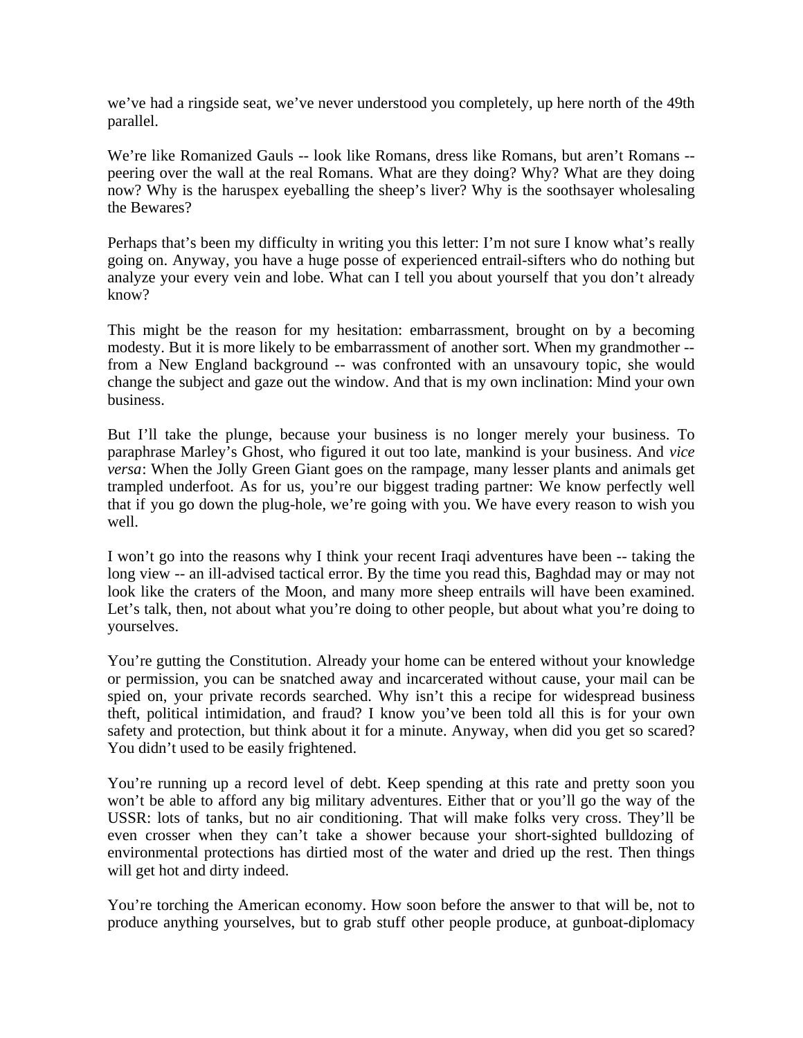we've had a ringside seat, we've never understood you completely, up here north of the 49th parallel.

We're like Romanized Gauls -- look like Romans, dress like Romans, but aren't Romans -- peering over the wall at the real Romans. What are they doing? Why? What are they doing now? Why is the haruspex eyeballing the sheep's liver? Why is the soothsayer wholesaling the Bewares?

Perhaps that's been my difficulty in writing you this letter: I'm not sure I know what's really going on. Anyway, you have a huge posse of experienced entrail-sifters who do nothing but analyze your every vein and lobe. What can I tell you about yourself that you don't already know?

This might be the reason for my hesitation: embarrassment, brought on by a becoming modesty. But it is more likely to be embarrassment of another sort. When my grandmother -- from a New England background -- was confronted with an unsavoury topic, she would change the subject and gaze out the window. And that is my own inclination: Mind your own business.

But I'll take the plunge, because your business is no longer merely your business. To paraphrase Marley's Ghost, who figured it out too late, mankind is your business. And *vice versa*: When the Jolly Green Giant goes on the rampage, many lesser plants and animals get trampled underfoot. As for us, you're our biggest trading partner: We know perfectly well that if you go down the plug-hole, we're going with you. We have every reason to wish you well.

I won't go into the reasons why I think your recent Iraqi adventures have been -- taking the long view -- an ill-advised tactical error. By the time you read this, Baghdad may or may not look like the craters of the Moon, and many more sheep entrails will have been examined. Let's talk, then, not about what you're doing to other people, but about what you're doing to yourselves.

You're gutting the Constitution. Already your home can be entered without your knowledge or permission, you can be snatched away and incarcerated without cause, your mail can be spied on, your private records searched. Why isn't this a recipe for widespread business theft, political intimidation, and fraud? I know you've been told all this is for your own safety and protection, but think about it for a minute. Anyway, when did you get so scared? You didn't used to be easily frightened.

You're running up a record level of debt. Keep spending at this rate and pretty soon you won't be able to afford any big military adventures. Either that or you'll go the way of the USSR: lots of tanks, but no air conditioning. That will make folks very cross. They'll be even crosser when they can't take a shower because your short-sighted bulldozing of environmental protections has dirtied most of the water and dried up the rest. Then things will get hot and dirty indeed.

You're torching the American economy. How soon before the answer to that will be, not to produce anything yourselves, but to grab stuff other people produce, at gunboat-diplomacy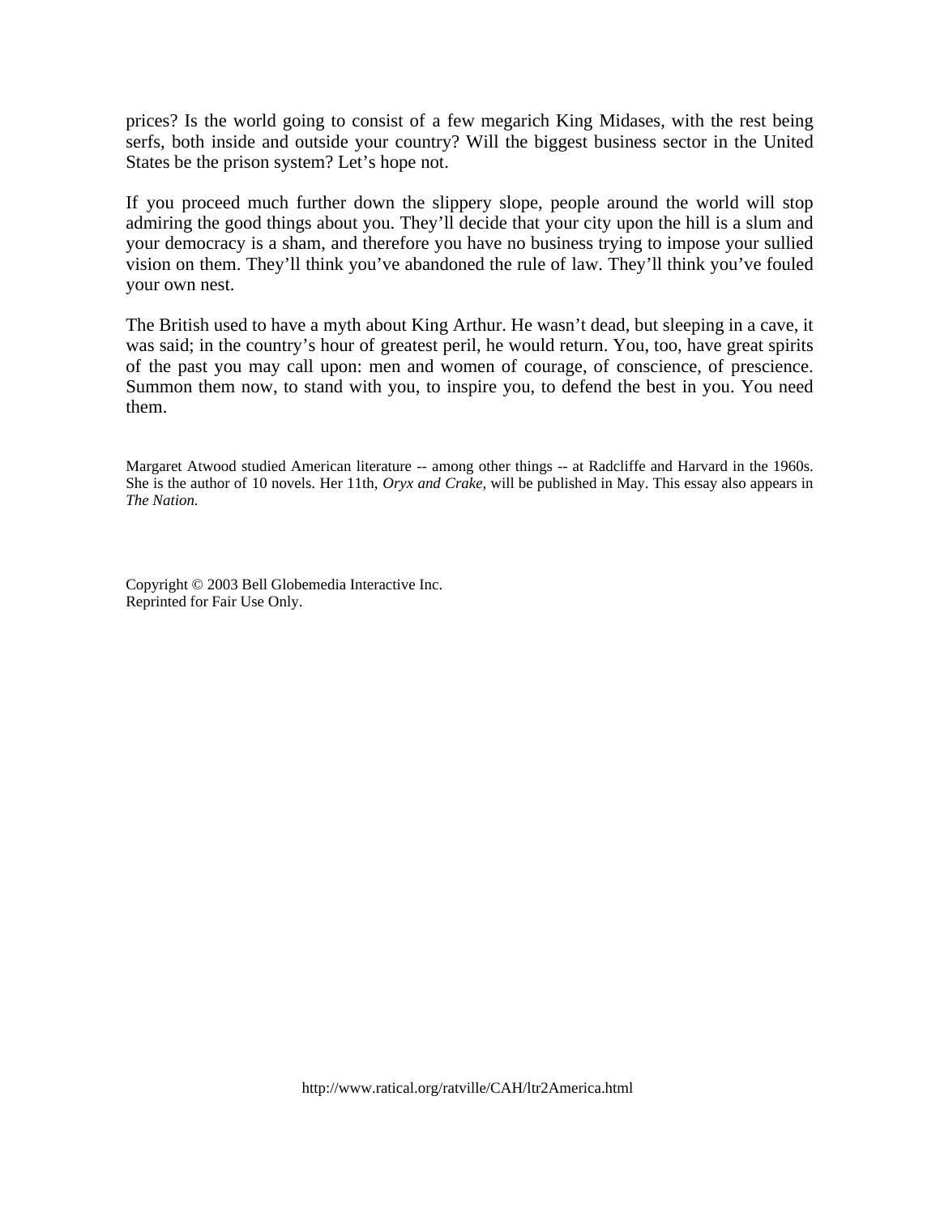prices? Is the world going to consist of a few megarich King Midases, with the rest being serfs, both inside and outside your country? Will the biggest business sector in the United States be the prison system? Let's hope not.

If you proceed much further down the slippery slope, people around the world will stop admiring the good things about you. They'll decide that your city upon the hill is a slum and your democracy is a sham, and therefore you have no business trying to impose your sullied vision on them. They'll think you've abandoned the rule of law. They'll think you've fouled your own nest.

The British used to have a myth about King Arthur. He wasn't dead, but sleeping in a cave, it was said; in the country's hour of greatest peril, he would return. You, too, have great spirits of the past you may call upon: men and women of courage, of conscience, of prescience. Summon them now, to stand with you, to inspire you, to defend the best in you. You need them.

Margaret Atwood studied American literature -- among other things -- at Radcliffe and Harvard in the 1960s. She is the author of 10 novels. Her 11th, *Oryx and Crake,* will be published in May. This essay also appears in *The Nation.*

Copyright © 2003 Bell Globemedia Interactive Inc.
Reprinted for Fair Use Only.

http://www.ratical.org/ratville/CAH/ltr2America.html